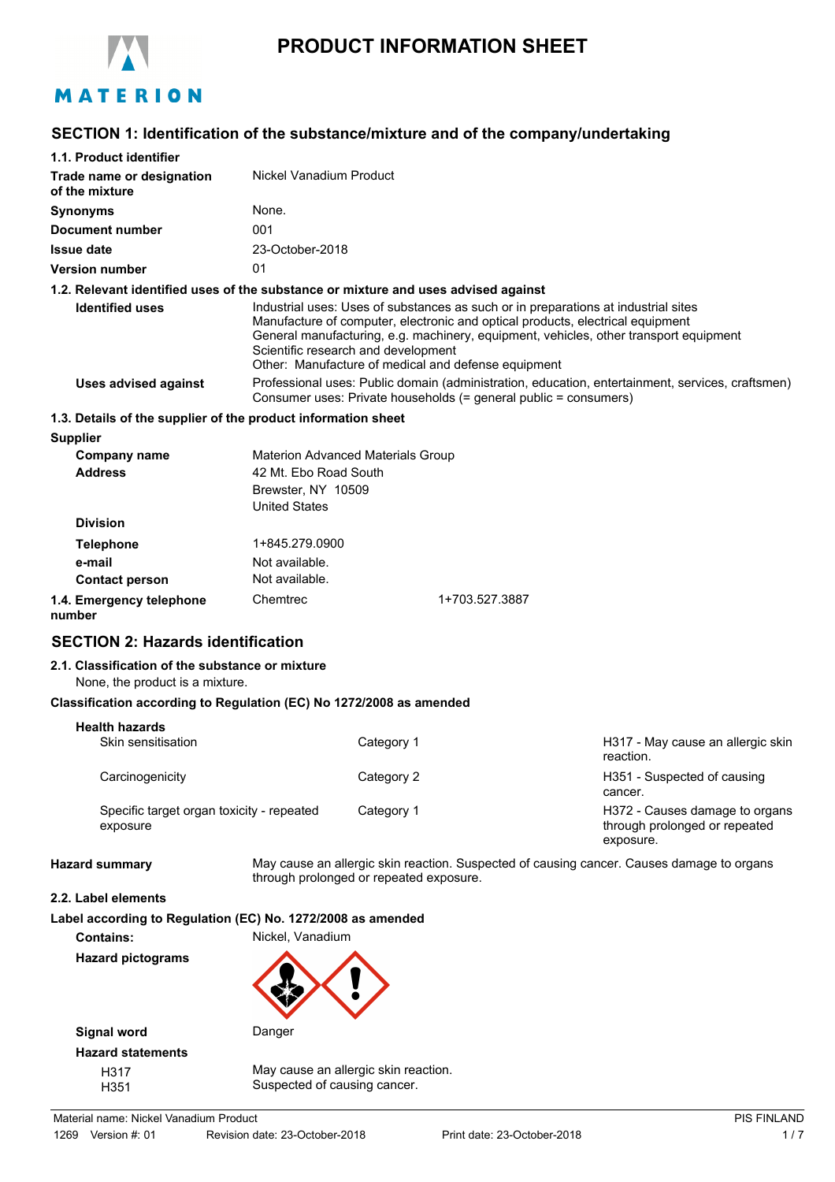# PRODUCT INFORMATION SHEET

MATERION

## SECTION 1: Identification of the substance/mixture and of the company/undertaking

### 1.1. Product identifier

| | |
|---|---|
| **Trade name or designation of the mixture** | Nickel Vanadium Product |
| **Synonyms** | None. |
| **Document number** | 001 |
| **Issue date** | 23-October-2018 |
| **Version number** | 01 |

### 1.2. Relevant identified uses of the substance or mixture and uses advised against

**Identified uses**
Industrial uses: Uses of substances as such or in preparations at industrial sites
Manufacture of computer, electronic and optical products, electrical equipment
General manufacturing, e.g. machinery, equipment, vehicles, other transport equipment
Scientific research and development
Other: Manufacture of medical and defense equipment

**Uses advised against**
Professional uses: Public domain (administration, education, entertainment, services, craftsmen)
Consumer uses: Private households (= general public = consumers)

### 1.3. Details of the supplier of the product information sheet

**Supplier**

| | |
|---|---|
| **Company name** | Materion Advanced Materials Group |
| **Address** | 42 Mt. Ebo Road South<br>Brewster, NY 10509<br>United States |
| **Division** | |
| **Telephone** | 1+845.279.0900 |
| **e-mail** | Not available. |
| **Contact person** | Not available. |

**1.4. Emergency telephone number** Chemtrec 1+703.527.3887

## SECTION 2: Hazards identification

### 2.1. Classification of the substance or mixture

None, the product is a mixture.

**Classification according to Regulation (EC) No 1272/2008 as amended**

**Health hazards**

| | | |
|---|---|---|
| Skin sensitisation | Category 1 | H317 - May cause an allergic skin reaction. |
| Carcinogenicity | Category 2 | H351 - Suspected of causing cancer. |
| Specific target organ toxicity - repeated exposure | Category 1 | H372 - Causes damage to organs through prolonged or repeated exposure. |

**Hazard summary** May cause an allergic skin reaction. Suspected of causing cancer. Causes damage to organs through prolonged or repeated exposure.

### 2.2. Label elements

**Label according to Regulation (EC) No. 1272/2008 as amended**

**Contains:** Nickel, Vanadium

**Hazard pictograms**

**Signal word** Danger

**Hazard statements**

| | |
|---|---|
| H317 | May cause an allergic skin reaction. |
| H351 | Suspected of causing cancer. |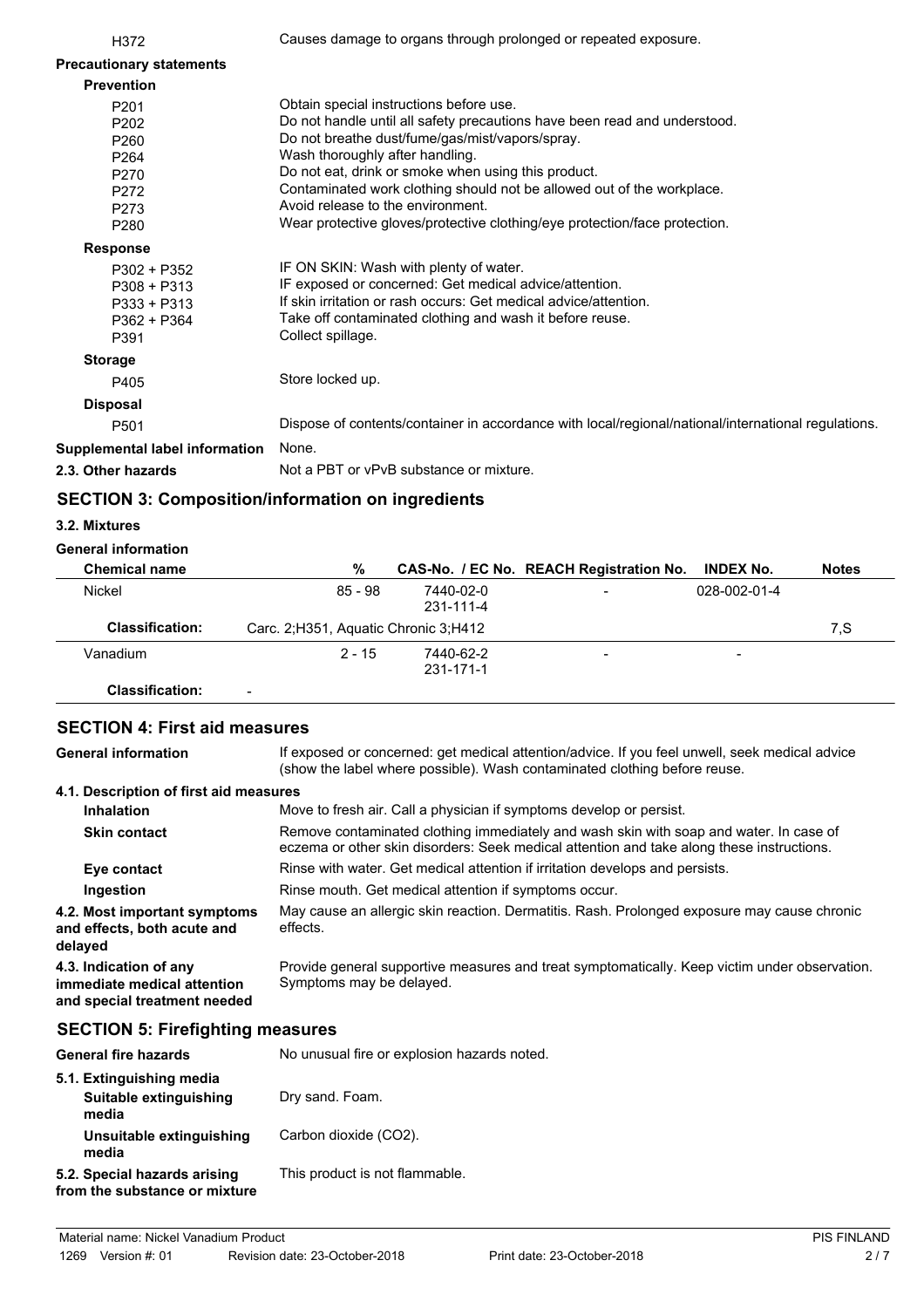| | |
|---|---|
| H372 | Causes damage to organs through prolonged or repeated exposure. |

**Precautionary statements**

**Prevention**

| | |
|---|---|
| P201 | Obtain special instructions before use. |
| P202 | Do not handle until all safety precautions have been read and understood. |
| P260 | Do not breathe dust/fume/gas/mist/vapors/spray. |
| P264 | Wash thoroughly after handling. |
| P270 | Do not eat, drink or smoke when using this product. |
| P272 | Contaminated work clothing should not be allowed out of the workplace. |
| P273 | Avoid release to the environment. |
| P280 | Wear protective gloves/protective clothing/eye protection/face protection. |

**Response**

| | |
|---|---|
| P302 + P352 | IF ON SKIN: Wash with plenty of water. |
| P308 + P313 | IF exposed or concerned: Get medical advice/attention. |
| P333 + P313 | If skin irritation or rash occurs: Get medical advice/attention. |
| P362 + P364 | Take off contaminated clothing and wash it before reuse. |
| P391 | Collect spillage. |

**Storage**

| | |
|---|---|
| P405 | Store locked up. |

**Disposal**

| | |
|---|---|
| P501 | Dispose of contents/container in accordance with local/regional/national/international regulations. |

**Supplemental label information** None.

**2.3. Other hazards** Not a PBT or vPvB substance or mixture.

## SECTION 3: Composition/information on ingredients

**3.2. Mixtures**

**General information**

| Chemical name | % | CAS-No. / EC No. | REACH Registration No. | INDEX No. | Notes |
|---|---|---|---|---|---|
| Nickel | 85 - 98 | 7440-02-0 231-111-4 | - | 028-002-01-4 | |
| **Classification:** | Carc. 2;H351, Aquatic Chronic 3;H412 | | | | 7,S |
| Vanadium | 2 - 15 | 7440-62-2 231-171-1 | - | - | |
| **Classification:** | - | | | | |

## SECTION 4: First aid measures

**General information** If exposed or concerned: get medical attention/advice. If you feel unwell, seek medical advice (show the label where possible). Wash contaminated clothing before reuse.

**4.1. Description of first aid measures**

**Inhalation** Move to fresh air. Call a physician if symptoms develop or persist.

**Skin contact** Remove contaminated clothing immediately and wash skin with soap and water. In case of eczema or other skin disorders: Seek medical attention and take along these instructions.

**Eye contact** Rinse with water. Get medical attention if irritation develops and persists.

**Ingestion** Rinse mouth. Get medical attention if symptoms occur.

**4.2. Most important symptoms and effects, both acute and delayed** May cause an allergic skin reaction. Dermatitis. Rash. Prolonged exposure may cause chronic effects.

**4.3. Indication of any immediate medical attention and special treatment needed** Provide general supportive measures and treat symptomatically. Keep victim under observation. Symptoms may be delayed.

## SECTION 5: Firefighting measures

**General fire hazards** No unusual fire or explosion hazards noted.

**5.1. Extinguishing media**

**Suitable extinguishing media** Dry sand. Foam.

**Unsuitable extinguishing media** Carbon dioxide ($CO_2$).

**5.2. Special hazards arising from the substance or mixture** This product is not flammable.

Material name: Nickel Vanadium Product — PIS FINLAND
1269 Version #: 01 Revision date: 23-October-2018 Print date: 23-October-2018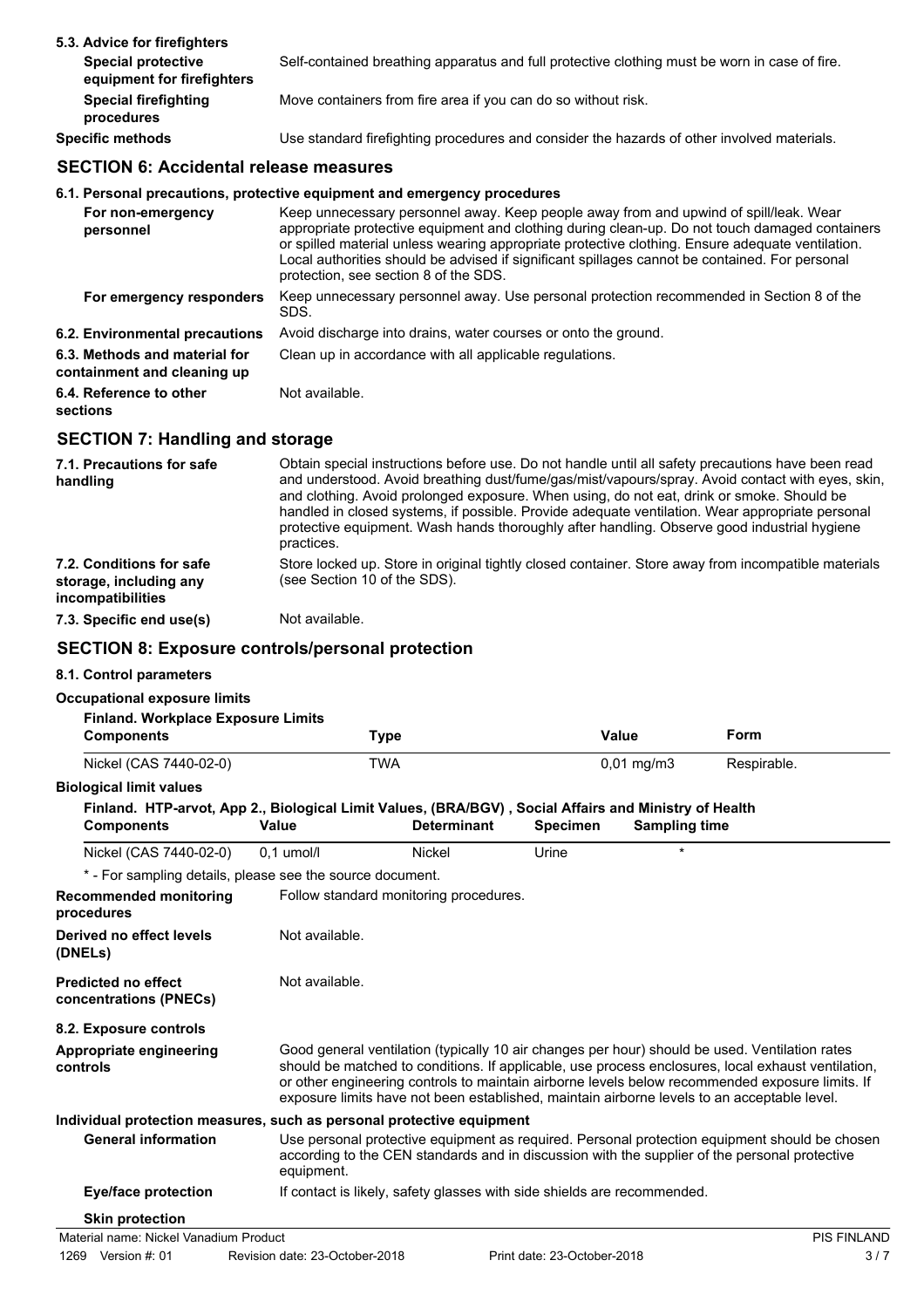**5.3. Advice for firefighters**

| | |
|---|---|
| **Special protective equipment for firefighters** | Self-contained breathing apparatus and full protective clothing must be worn in case of fire. |
| **Special firefighting procedures** | Move containers from fire area if you can do so without risk. |
| **Specific methods** | Use standard firefighting procedures and consider the hazards of other involved materials. |

## SECTION 6: Accidental release measures

**6.1. Personal precautions, protective equipment and emergency procedures**

| | |
|---|---|
| **For non-emergency personnel** | Keep unnecessary personnel away. Keep people away from and upwind of spill/leak. Wear appropriate protective equipment and clothing during clean-up. Do not touch damaged containers or spilled material unless wearing appropriate protective clothing. Ensure adequate ventilation. Local authorities should be advised if significant spillages cannot be contained. For personal protection, see section 8 of the SDS. |
| **For emergency responders** | Keep unnecessary personnel away. Use personal protection recommended in Section 8 of the SDS. |
| **6.2. Environmental precautions** | Avoid discharge into drains, water courses or onto the ground. |
| **6.3. Methods and material for containment and cleaning up** | Clean up in accordance with all applicable regulations. |
| **6.4. Reference to other sections** | Not available. |

## SECTION 7: Handling and storage

| | |
|---|---|
| **7.1. Precautions for safe handling** | Obtain special instructions before use. Do not handle until all safety precautions have been read and understood. Avoid breathing dust/fume/gas/mist/vapours/spray. Avoid contact with eyes, skin, and clothing. Avoid prolonged exposure. When using, do not eat, drink or smoke. Should be handled in closed systems, if possible. Provide adequate ventilation. Wear appropriate personal protective equipment. Wash hands thoroughly after handling. Observe good industrial hygiene practices. |
| **7.2. Conditions for safe storage, including any incompatibilities** | Store locked up. Store in original tightly closed container. Store away from incompatible materials (see Section 10 of the SDS). |
| **7.3. Specific end use(s)** | Not available. |

## SECTION 8: Exposure controls/personal protection

**8.1. Control parameters**

**Occupational exposure limits**

**Finland. Workplace Exposure Limits**

| Components | Type | Value | Form |
|---|---|---|---|
| Nickel (CAS 7440-02-0) | TWA | 0,01 mg/m3 | Respirable. |

**Biological limit values**

**Finland. HTP-arvot, App 2., Biological Limit Values, (BRA/BGV) , Social Affairs and Ministry of Health**

| Components | Value | Determinant | Specimen | Sampling time |
|---|---|---|---|---|
| Nickel (CAS 7440-02-0) | 0,1 umol/l | Nickel | Urine | * |

\* - For sampling details, please see the source document.

| | |
|---|---|
| **Recommended monitoring procedures** | Follow standard monitoring procedures. |
| **Derived no effect levels (DNELs)** | Not available. |
| **Predicted no effect concentrations (PNECs)** | Not available. |

**8.2. Exposure controls**

| | |
|---|---|
| **Appropriate engineering controls** | Good general ventilation (typically 10 air changes per hour) should be used. Ventilation rates should be matched to conditions. If applicable, use process enclosures, local exhaust ventilation, or other engineering controls to maintain airborne levels below recommended exposure limits. If exposure limits have not been established, maintain airborne levels to an acceptable level. |

**Individual protection measures, such as personal protective equipment**

| | |
|---|---|
| **General information** | Use personal protective equipment as required. Personal protection equipment should be chosen according to the CEN standards and in discussion with the supplier of the personal protective equipment. |
| **Eye/face protection** | If contact is likely, safety glasses with side shields are recommended. |

**Skin protection**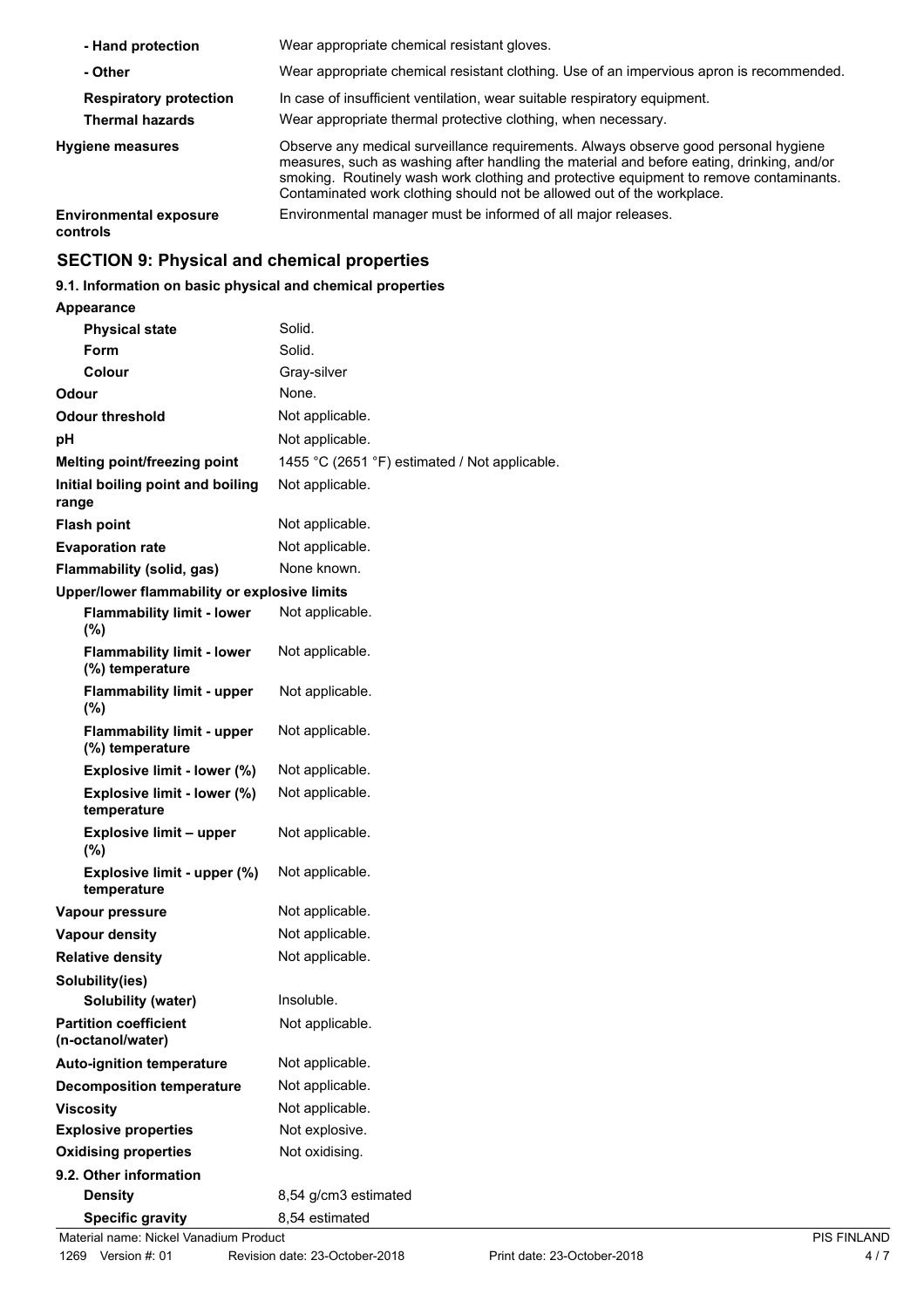| | |
|---|---|
| **- Hand protection** | Wear appropriate chemical resistant gloves. |
| **- Other** | Wear appropriate chemical resistant clothing. Use of an impervious apron is recommended. |
| **Respiratory protection** | In case of insufficient ventilation, wear suitable respiratory equipment. |
| **Thermal hazards** | Wear appropriate thermal protective clothing, when necessary. |
| **Hygiene measures** | Observe any medical surveillance requirements. Always observe good personal hygiene measures, such as washing after handling the material and before eating, drinking, and/or smoking. Routinely wash work clothing and protective equipment to remove contaminants. Contaminated work clothing should not be allowed out of the workplace. |
| **Environmental exposure controls** | Environmental manager must be informed of all major releases. |

## SECTION 9: Physical and chemical properties

### 9.1. Information on basic physical and chemical properties

| | |
|---|---|
| **Appearance** | |
| **Physical state** | Solid. |
| **Form** | Solid. |
| **Colour** | Gray-silver |
| **Odour** | None. |
| **Odour threshold** | Not applicable. |
| **pH** | Not applicable. |
| **Melting point/freezing point** | 1455 °C (2651 °F) estimated / Not applicable. |
| **Initial boiling point and boiling range** | Not applicable. |
| **Flash point** | Not applicable. |
| **Evaporation rate** | Not applicable. |
| **Flammability (solid, gas)** | None known. |
| **Upper/lower flammability or explosive limits** | |
| **Flammability limit - lower (%)** | Not applicable. |
| **Flammability limit - lower (%) temperature** | Not applicable. |
| **Flammability limit - upper (%)** | Not applicable. |
| **Flammability limit - upper (%) temperature** | Not applicable. |
| **Explosive limit - lower (%)** | Not applicable. |
| **Explosive limit - lower (%) temperature** | Not applicable. |
| **Explosive limit – upper (%)** | Not applicable. |
| **Explosive limit - upper (%) temperature** | Not applicable. |
| **Vapour pressure** | Not applicable. |
| **Vapour density** | Not applicable. |
| **Relative density** | Not applicable. |
| **Solubility(ies)** | |
| **Solubility (water)** | Insoluble. |
| **Partition coefficient (n-octanol/water)** | Not applicable. |
| **Auto-ignition temperature** | Not applicable. |
| **Decomposition temperature** | Not applicable. |
| **Viscosity** | Not applicable. |
| **Explosive properties** | Not explosive. |
| **Oxidising properties** | Not oxidising. |
| **9.2. Other information** | |
| **Density** | 8,54 g/cm3 estimated |
| **Specific gravity** | 8,54 estimated |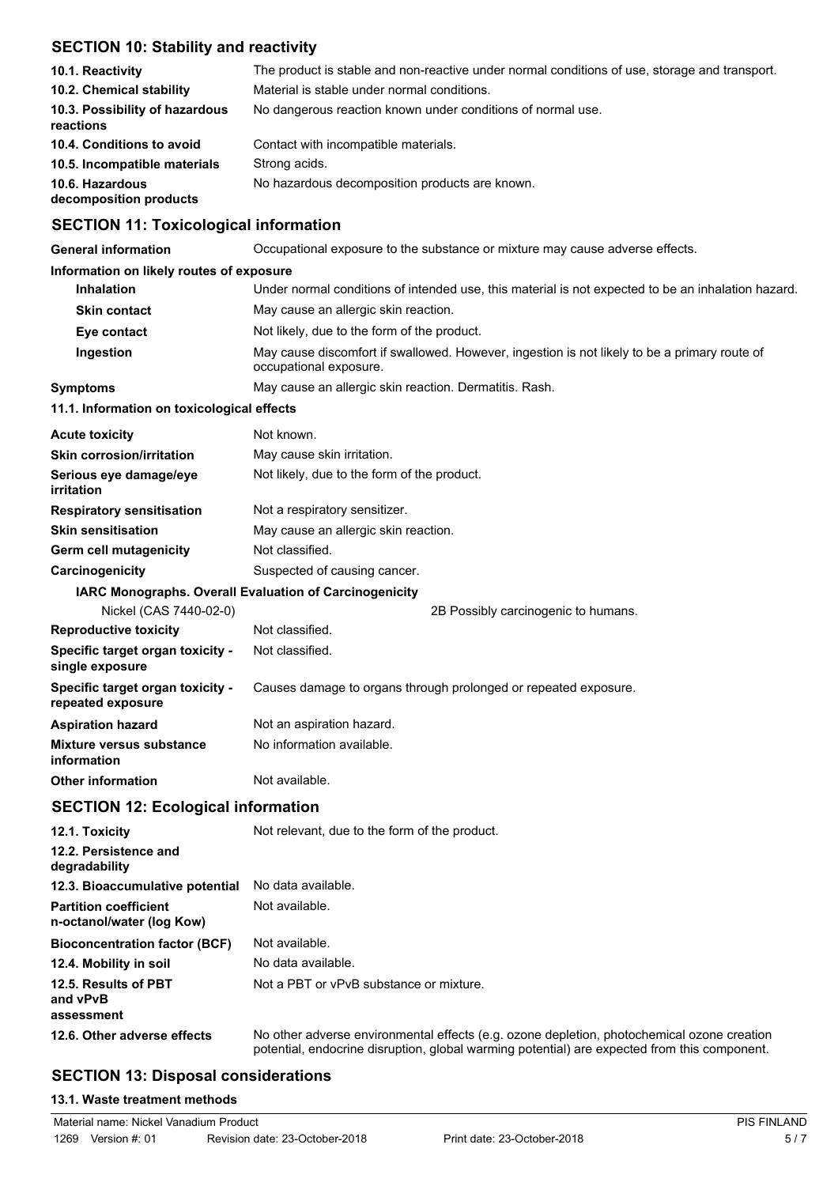## SECTION 10: Stability and reactivity

| | |
|---|---|
| **10.1. Reactivity** | The product is stable and non-reactive under normal conditions of use, storage and transport. |
| **10.2. Chemical stability** | Material is stable under normal conditions. |
| **10.3. Possibility of hazardous reactions** | No dangerous reaction known under conditions of normal use. |
| **10.4. Conditions to avoid** | Contact with incompatible materials. |
| **10.5. Incompatible materials** | Strong acids. |
| **10.6. Hazardous decomposition products** | No hazardous decomposition products are known. |

## SECTION 11: Toxicological information

**General information** Occupational exposure to the substance or mixture may cause adverse effects.

**Information on likely routes of exposure**

| | |
|---|---|
| **Inhalation** | Under normal conditions of intended use, this material is not expected to be an inhalation hazard. |
| **Skin contact** | May cause an allergic skin reaction. |
| **Eye contact** | Not likely, due to the form of the product. |
| **Ingestion** | May cause discomfort if swallowed. However, ingestion is not likely to be a primary route of occupational exposure. |
| **Symptoms** | May cause an allergic skin reaction. Dermatitis. Rash. |

**11.1. Information on toxicological effects**

| | |
|---|---|
| **Acute toxicity** | Not known. |
| **Skin corrosion/irritation** | May cause skin irritation. |
| **Serious eye damage/eye irritation** | Not likely, due to the form of the product. |
| **Respiratory sensitisation** | Not a respiratory sensitizer. |
| **Skin sensitisation** | May cause an allergic skin reaction. |
| **Germ cell mutagenicity** | Not classified. |
| **Carcinogenicity** | Suspected of causing cancer. |

**IARC Monographs. Overall Evaluation of Carcinogenicity**

| | |
|---|---|
| Nickel (CAS 7440-02-0) | 2B Possibly carcinogenic to humans. |

| | |
|---|---|
| **Reproductive toxicity** | Not classified. |
| **Specific target organ toxicity - single exposure** | Not classified. |
| **Specific target organ toxicity - repeated exposure** | Causes damage to organs through prolonged or repeated exposure. |
| **Aspiration hazard** | Not an aspiration hazard. |
| **Mixture versus substance information** | No information available. |
| **Other information** | Not available. |

## SECTION 12: Ecological information

| | |
|---|---|
| **12.1. Toxicity** | Not relevant, due to the form of the product. |
| **12.2. Persistence and degradability** | |
| **12.3. Bioaccumulative potential** | No data available. |
| **Partition coefficient n-octanol/water (log Kow)** | Not available. |
| **Bioconcentration factor (BCF)** | Not available. |
| **12.4. Mobility in soil** | No data available. |
| **12.5. Results of PBT and vPvB assessment** | Not a PBT or vPvB substance or mixture. |
| **12.6. Other adverse effects** | No other adverse environmental effects (e.g. ozone depletion, photochemical ozone creation potential, endocrine disruption, global warming potential) are expected from this component. |

## SECTION 13: Disposal considerations

**13.1. Waste treatment methods**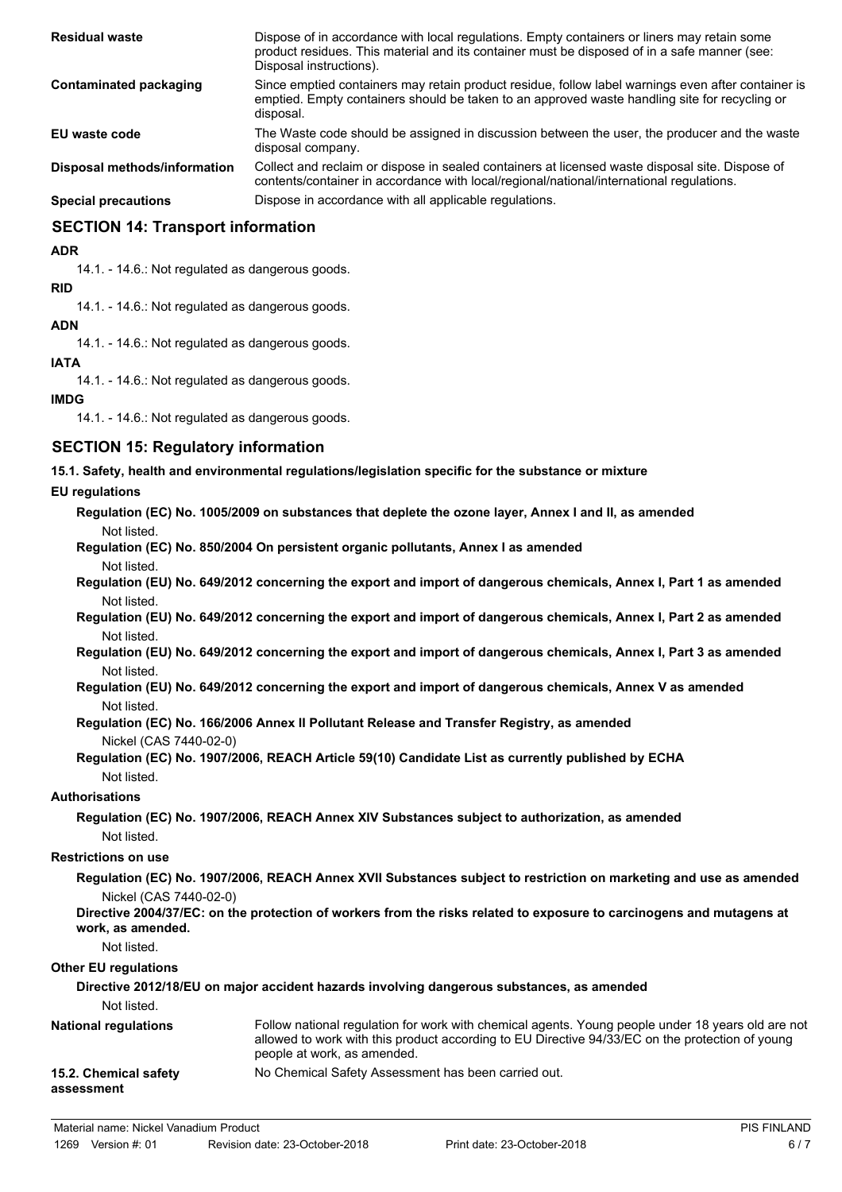| | |
|---|---|
| **Residual waste** | Dispose of in accordance with local regulations. Empty containers or liners may retain some product residues. This material and its container must be disposed of in a safe manner (see: Disposal instructions). |
| **Contaminated packaging** | Since emptied containers may retain product residue, follow label warnings even after container is emptied. Empty containers should be taken to an approved waste handling site for recycling or disposal. |
| **EU waste code** | The Waste code should be assigned in discussion between the user, the producer and the waste disposal company. |
| **Disposal methods/information** | Collect and reclaim or dispose in sealed containers at licensed waste disposal site. Dispose of contents/container in accordance with local/regional/national/international regulations. |
| **Special precautions** | Dispose in accordance with all applicable regulations. |

## SECTION 14: Transport information

**ADR**

14.1. - 14.6.: Not regulated as dangerous goods.

**RID**

14.1. - 14.6.: Not regulated as dangerous goods.

**ADN**

14.1. - 14.6.: Not regulated as dangerous goods.

**IATA**

14.1. - 14.6.: Not regulated as dangerous goods.

**IMDG**

14.1. - 14.6.: Not regulated as dangerous goods.

## SECTION 15: Regulatory information

**15.1. Safety, health and environmental regulations/legislation specific for the substance or mixture**

**EU regulations**

**Regulation (EC) No. 1005/2009 on substances that deplete the ozone layer, Annex I and II, as amended**

Not listed.

**Regulation (EC) No. 850/2004 On persistent organic pollutants, Annex I as amended**

Not listed.

**Regulation (EU) No. 649/2012 concerning the export and import of dangerous chemicals, Annex I, Part 1 as amended**

Not listed.

**Regulation (EU) No. 649/2012 concerning the export and import of dangerous chemicals, Annex I, Part 2 as amended**

Not listed.

**Regulation (EU) No. 649/2012 concerning the export and import of dangerous chemicals, Annex I, Part 3 as amended**

Not listed.

**Regulation (EU) No. 649/2012 concerning the export and import of dangerous chemicals, Annex V as amended**

Not listed.

**Regulation (EC) No. 166/2006 Annex II Pollutant Release and Transfer Registry, as amended**

Nickel (CAS 7440-02-0)

**Regulation (EC) No. 1907/2006, REACH Article 59(10) Candidate List as currently published by ECHA**

Not listed.

**Authorisations**

**Regulation (EC) No. 1907/2006, REACH Annex XIV Substances subject to authorization, as amended**

Not listed.

**Restrictions on use**

**Regulation (EC) No. 1907/2006, REACH Annex XVII Substances subject to restriction on marketing and use as amended**

Nickel (CAS 7440-02-0)

**Directive 2004/37/EC: on the protection of workers from the risks related to exposure to carcinogens and mutagens at work, as amended.**

Not listed.

**Other EU regulations**

**Directive 2012/18/EU on major accident hazards involving dangerous substances, as amended**

Not listed.

| | |
|---|---|
| **National regulations** | Follow national regulation for work with chemical agents. Young people under 18 years old are not allowed to work with this product according to EU Directive 94/33/EC on the protection of young people at work, as amended. |
| **15.2. Chemical safety assessment** | No Chemical Safety Assessment has been carried out. |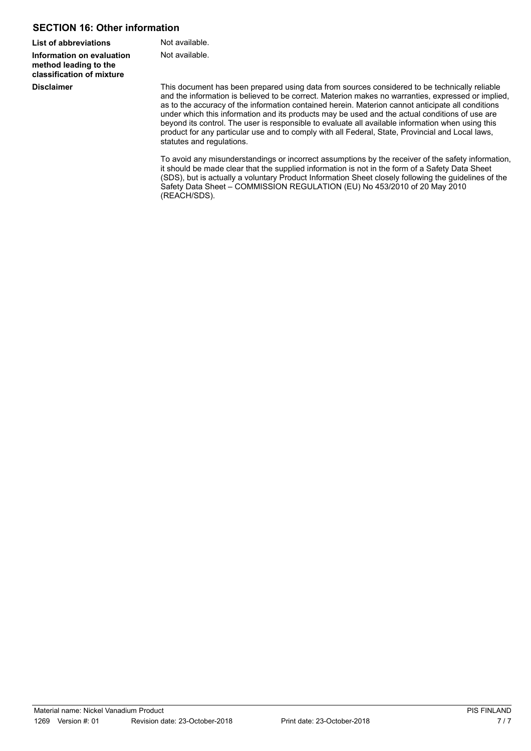## SECTION 16: Other information

**List of abbreviations** Not available.

**Information on evaluation method leading to the classification of mixture** Not available.

**Disclaimer**

This document has been prepared using data from sources considered to be technically reliable and the information is believed to be correct. Materion makes no warranties, expressed or implied, as to the accuracy of the information contained herein. Materion cannot anticipate all conditions under which this information and its products may be used and the actual conditions of use are beyond its control. The user is responsible to evaluate all available information when using this product for any particular use and to comply with all Federal, State, Provincial and Local laws, statutes and regulations.

To avoid any misunderstandings or incorrect assumptions by the receiver of the safety information, it should be made clear that the supplied information is not in the form of a Safety Data Sheet (SDS), but is actually a voluntary Product Information Sheet closely following the guidelines of the Safety Data Sheet – COMMISSION REGULATION (EU) No 453/2010 of 20 May 2010 (REACH/SDS).